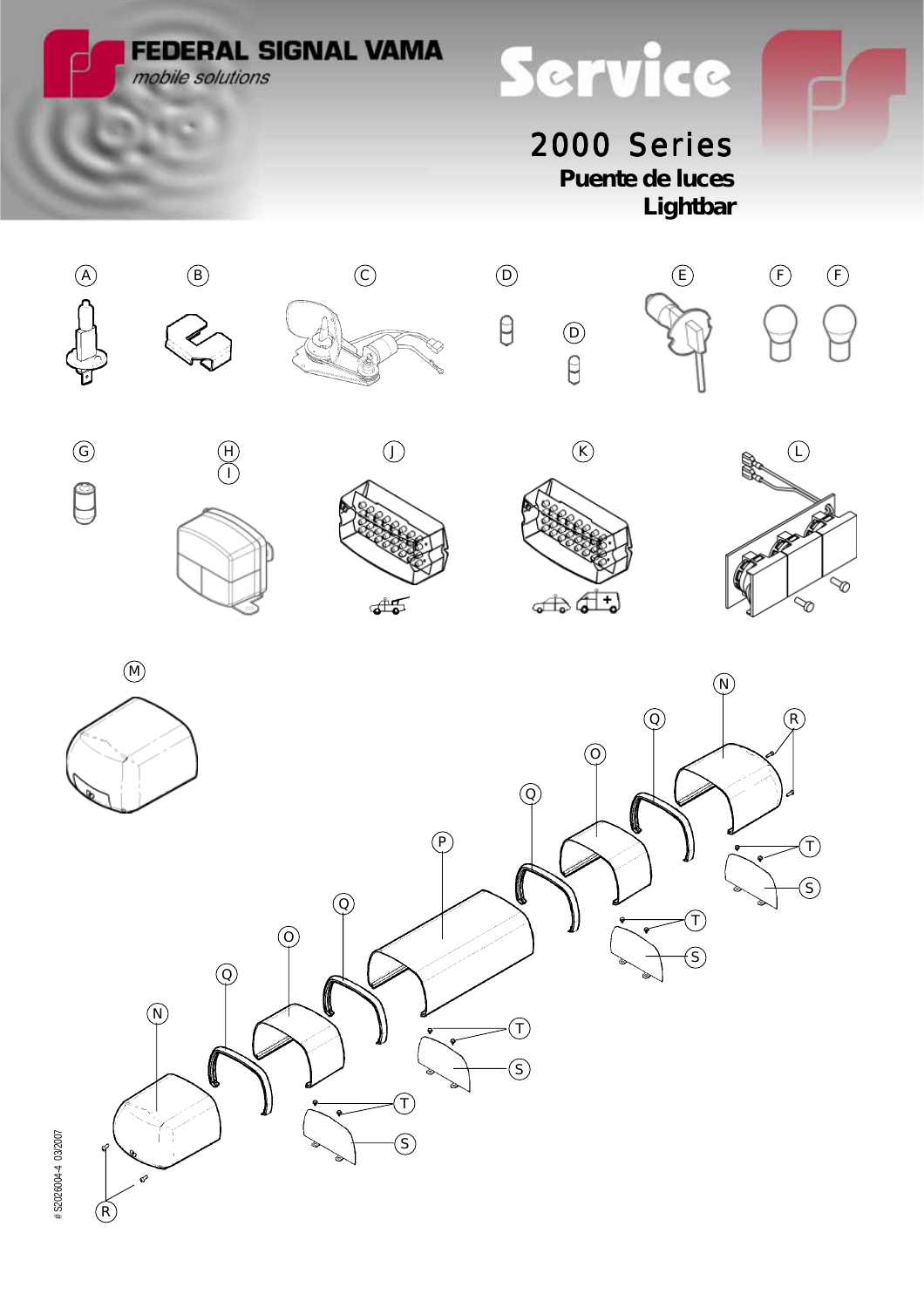FEDERAL SIGNAL VAMA
*mobile solutions*

# Service

## 2000 Series

**Puente de luces**

**Lightbar**

A B C D D E F F

G H I J K L

M N O P Q R S T

# S2026004-4 03/2007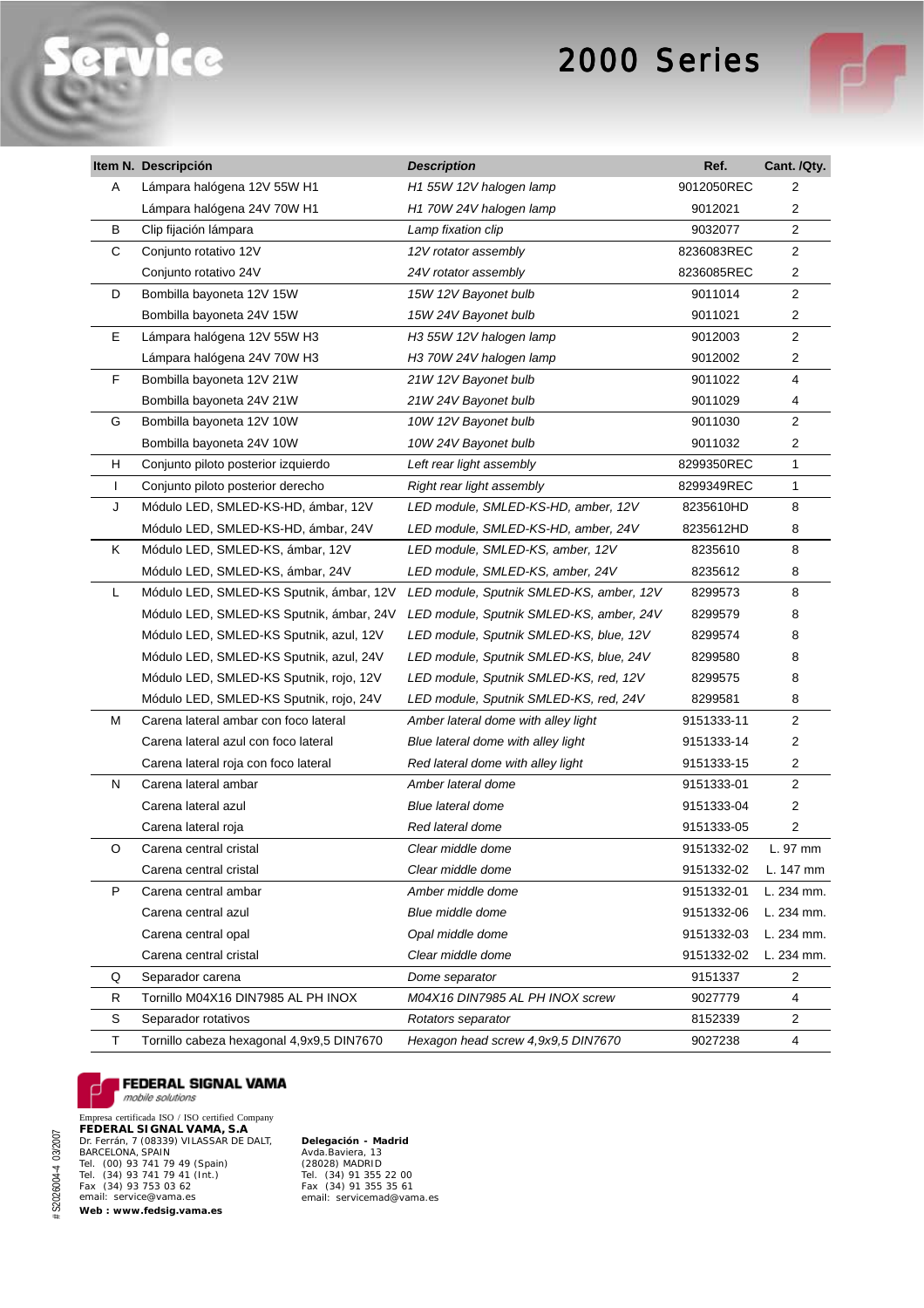# Service

## 2000 Series

| Item N. | Descripción | *Description* | Ref. | Cant. /Qty. |
|---|---|---|---|---|
| A | Lámpara halógena 12V 55W H1 | *H1 55W 12V halogen lamp* | 9012050REC | 2 |
| | Lámpara halógena 24V 70W H1 | *H1 70W 24V halogen lamp* | 9012021 | 2 |
| B | Clip fijación lámpara | *Lamp fixation clip* | 9032077 | 2 |
| C | Conjunto rotativo 12V | *12V rotator assembly* | 8236083REC | 2 |
| | Conjunto rotativo 24V | *24V rotator assembly* | 8236085REC | 2 |
| D | Bombilla bayoneta 12V 15W | *15W 12V Bayonet bulb* | 9011014 | 2 |
| | Bombilla bayoneta 24V 15W | *15W 24V Bayonet bulb* | 9011021 | 2 |
| E | Lámpara halógena 12V 55W H3 | *H3 55W 12V halogen lamp* | 9012003 | 2 |
| | Lámpara halógena 24V 70W H3 | *H3 70W 24V halogen lamp* | 9012002 | 2 |
| F | Bombilla bayoneta 12V 21W | *21W 12V Bayonet bulb* | 9011022 | 4 |
| | Bombilla bayoneta 24V 21W | *21W 24V Bayonet bulb* | 9011029 | 4 |
| G | Bombilla bayoneta 12V 10W | *10W 12V Bayonet bulb* | 9011030 | 2 |
| | Bombilla bayoneta 24V 10W | *10W 24V Bayonet bulb* | 9011032 | 2 |
| H | Conjunto piloto posterior izquierdo | *Left rear light assembly* | 8299350REC | 1 |
| I | Conjunto piloto posterior derecho | *Right rear light assembly* | 8299349REC | 1 |
| J | Módulo LED, SMLED-KS-HD, ámbar, 12V | *LED module, SMLED-KS-HD, amber, 12V* | 8235610HD | 8 |
| | Módulo LED, SMLED-KS-HD, ámbar, 24V | *LED module, SMLED-KS-HD, amber, 24V* | 8235612HD | 8 |
| K | Módulo LED, SMLED-KS, ámbar, 12V | *LED module, SMLED-KS, amber, 12V* | 8235610 | 8 |
| | Módulo LED, SMLED-KS, ámbar, 24V | *LED module, SMLED-KS, amber, 24V* | 8235612 | 8 |
| L | Módulo LED, SMLED-KS Sputnik, ámbar, 12V | *LED module, Sputnik SMLED-KS, amber, 12V* | 8299573 | 8 |
| | Módulo LED, SMLED-KS Sputnik, ámbar, 24V | *LED module, Sputnik SMLED-KS, amber, 24V* | 8299579 | 8 |
| | Módulo LED, SMLED-KS Sputnik, azul, 12V | *LED module, Sputnik SMLED-KS, blue, 12V* | 8299574 | 8 |
| | Módulo LED, SMLED-KS Sputnik, azul, 24V | *LED module, Sputnik SMLED-KS, blue, 24V* | 8299580 | 8 |
| | Módulo LED, SMLED-KS Sputnik, rojo, 12V | *LED module, Sputnik SMLED-KS, red, 12V* | 8299575 | 8 |
| | Módulo LED, SMLED-KS Sputnik, rojo, 24V | *LED module, Sputnik SMLED-KS, red, 24V* | 8299581 | 8 |
| M | Carena lateral ambar con foco lateral | *Amber lateral dome with alley light* | 9151333-11 | 2 |
| | Carena lateral azul con foco lateral | *Blue lateral dome with alley light* | 9151333-14 | 2 |
| | Carena lateral roja con foco lateral | *Red lateral dome with alley light* | 9151333-15 | 2 |
| N | Carena lateral ambar | *Amber lateral dome* | 9151333-01 | 2 |
| | Carena lateral azul | *Blue lateral dome* | 9151333-04 | 2 |
| | Carena lateral roja | *Red lateral dome* | 9151333-05 | 2 |
| O | Carena central cristal | *Clear middle dome* | 9151332-02 | L. 97 mm |
| | Carena central cristal | *Clear middle dome* | 9151332-02 | L. 147 mm |
| P | Carena central ambar | *Amber middle dome* | 9151332-01 | L. 234 mm. |
| | Carena central azul | *Blue middle dome* | 9151332-06 | L. 234 mm. |
| | Carena central opal | *Opal middle dome* | 9151332-03 | L. 234 mm. |
| | Carena central cristal | *Clear middle dome* | 9151332-02 | L. 234 mm. |
| Q | Separador carena | *Dome separator* | 9151337 | 2 |
| R | Tornillo M04X16 DIN7985 AL PH INOX | *M04X16 DIN7985 AL PH INOX screw* | 9027779 | 4 |
| S | Separador rotativos | *Rotators separator* | 8152339 | 2 |
| T | Tornillo cabeza hexagonal 4,9x9,5 DIN7670 | *Hexagon head screw 4,9x9,5 DIN7670* | 9027238 | 4 |

**FEDERAL SIGNAL VAMA**
*mobile solutions*

Empresa certificada ISO / ISO certified Company
**FEDERAL SIGNAL VAMA, S.A**
Dr. Ferrán, 7 (08339) VILASSAR DE DALT,
BARCELONA, SPAIN
Tel. (00) 93 741 79 49 (Spain)
Tel. (34) 93 741 79 41 (Int.)
Fax (34) 93 753 03 62
email: service@vama.es
**Web : www.fedsig.vama.es**

**Delegación - Madrid**
Avda.Baviera, 13
(28028) MADRID
Tel. (34) 91 355 22 00
Fax (34) 91 355 35 61
email: servicemad@vama.es

# S2026004-4 03/2007